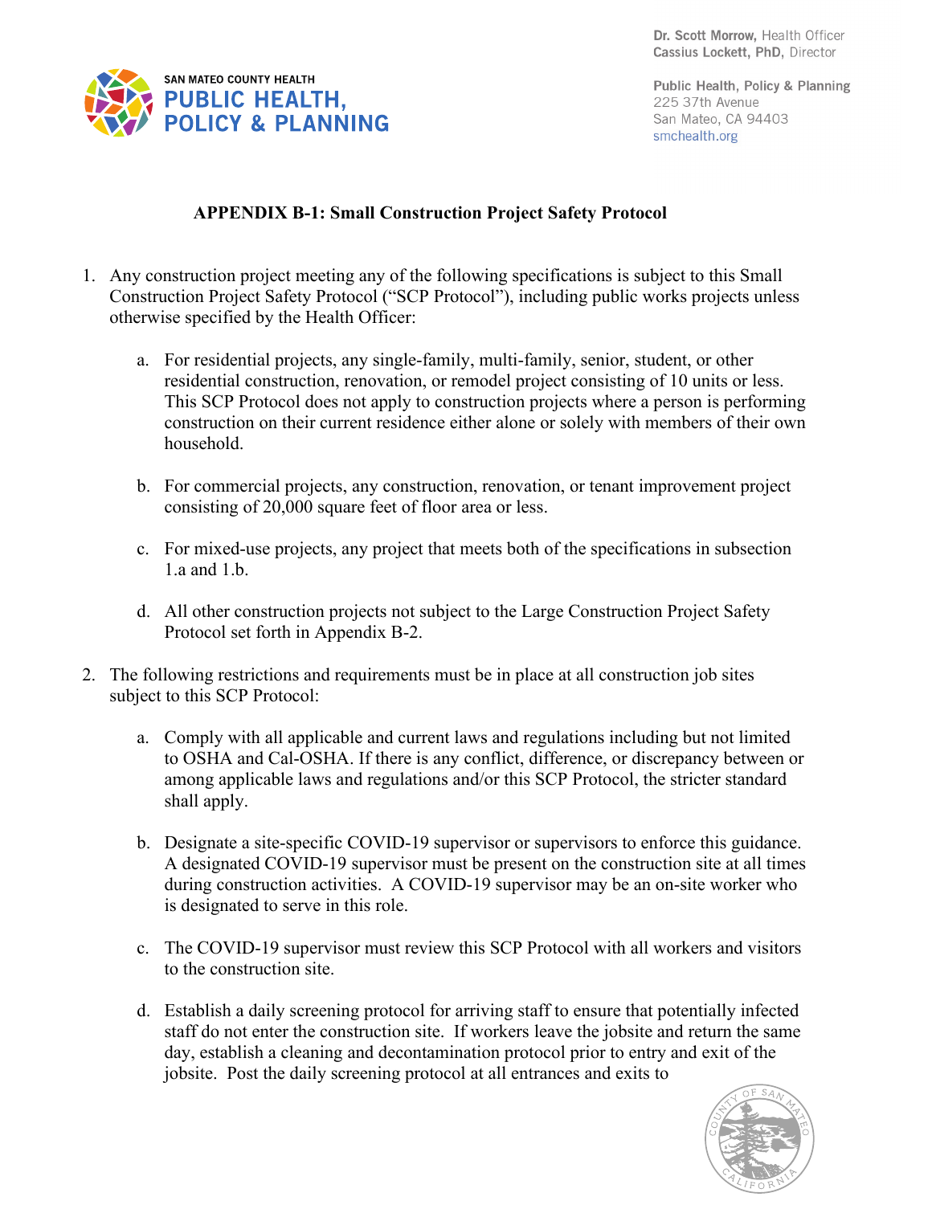SAN MATEO COUNTY HEALTH
PUBLIC HEALTH, POLICY & PLANNING

Dr. Scott Morrow, Health Officer
Cassius Lockett, PhD, Director

Public Health, Policy & Planning
225 37th Avenue
San Mateo, CA 94403
smchealth.org

# APPENDIX B-1: Small Construction Project Safety Protocol

1. Any construction project meeting any of the following specifications is subject to this Small Construction Project Safety Protocol ("SCP Protocol"), including public works projects unless otherwise specified by the Health Officer:

   a. For residential projects, any single-family, multi-family, senior, student, or other residential construction, renovation, or remodel project consisting of 10 units or less. This SCP Protocol does not apply to construction projects where a person is performing construction on their current residence either alone or solely with members of their own household.

   b. For commercial projects, any construction, renovation, or tenant improvement project consisting of 20,000 square feet of floor area or less.

   c. For mixed-use projects, any project that meets both of the specifications in subsection 1.a and 1.b.

   d. All other construction projects not subject to the Large Construction Project Safety Protocol set forth in Appendix B-2.

2. The following restrictions and requirements must be in place at all construction job sites subject to this SCP Protocol:

   a. Comply with all applicable and current laws and regulations including but not limited to OSHA and Cal-OSHA. If there is any conflict, difference, or discrepancy between or among applicable laws and regulations and/or this SCP Protocol, the stricter standard shall apply.

   b. Designate a site-specific COVID-19 supervisor or supervisors to enforce this guidance. A designated COVID-19 supervisor must be present on the construction site at all times during construction activities. A COVID-19 supervisor may be an on-site worker who is designated to serve in this role.

   c. The COVID-19 supervisor must review this SCP Protocol with all workers and visitors to the construction site.

   d. Establish a daily screening protocol for arriving staff to ensure that potentially infected staff do not enter the construction site. If workers leave the jobsite and return the same day, establish a cleaning and decontamination protocol prior to entry and exit of the jobsite. Post the daily screening protocol at all entrances and exits to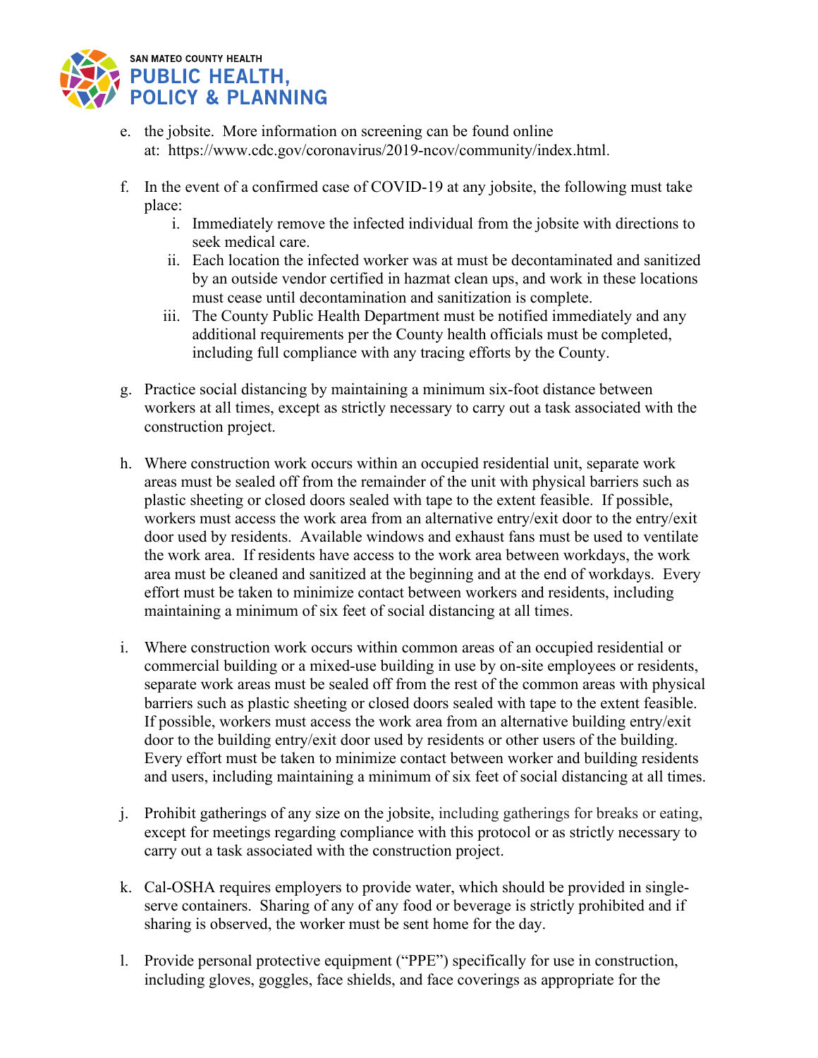e. the jobsite. More information on screening can be found online at: https://www.cdc.gov/coronavirus/2019-ncov/community/index.html.

f. In the event of a confirmed case of COVID-19 at any jobsite, the following must take place:
   i. Immediately remove the infected individual from the jobsite with directions to seek medical care.
   ii. Each location the infected worker was at must be decontaminated and sanitized by an outside vendor certified in hazmat clean ups, and work in these locations must cease until decontamination and sanitization is complete.
   iii. The County Public Health Department must be notified immediately and any additional requirements per the County health officials must be completed, including full compliance with any tracing efforts by the County.

g. Practice social distancing by maintaining a minimum six-foot distance between workers at all times, except as strictly necessary to carry out a task associated with the construction project.

h. Where construction work occurs within an occupied residential unit, separate work areas must be sealed off from the remainder of the unit with physical barriers such as plastic sheeting or closed doors sealed with tape to the extent feasible. If possible, workers must access the work area from an alternative entry/exit door to the entry/exit door used by residents. Available windows and exhaust fans must be used to ventilate the work area. If residents have access to the work area between workdays, the work area must be cleaned and sanitized at the beginning and at the end of workdays. Every effort must be taken to minimize contact between workers and residents, including maintaining a minimum of six feet of social distancing at all times.

i. Where construction work occurs within common areas of an occupied residential or commercial building or a mixed-use building in use by on-site employees or residents, separate work areas must be sealed off from the rest of the common areas with physical barriers such as plastic sheeting or closed doors sealed with tape to the extent feasible. If possible, workers must access the work area from an alternative building entry/exit door to the building entry/exit door used by residents or other users of the building. Every effort must be taken to minimize contact between worker and building residents and users, including maintaining a minimum of six feet of social distancing at all times.

j. Prohibit gatherings of any size on the jobsite, including gatherings for breaks or eating, except for meetings regarding compliance with this protocol or as strictly necessary to carry out a task associated with the construction project.

k. Cal-OSHA requires employers to provide water, which should be provided in single-serve containers. Sharing of any of any food or beverage is strictly prohibited and if sharing is observed, the worker must be sent home for the day.

l. Provide personal protective equipment ("PPE") specifically for use in construction, including gloves, goggles, face shields, and face coverings as appropriate for the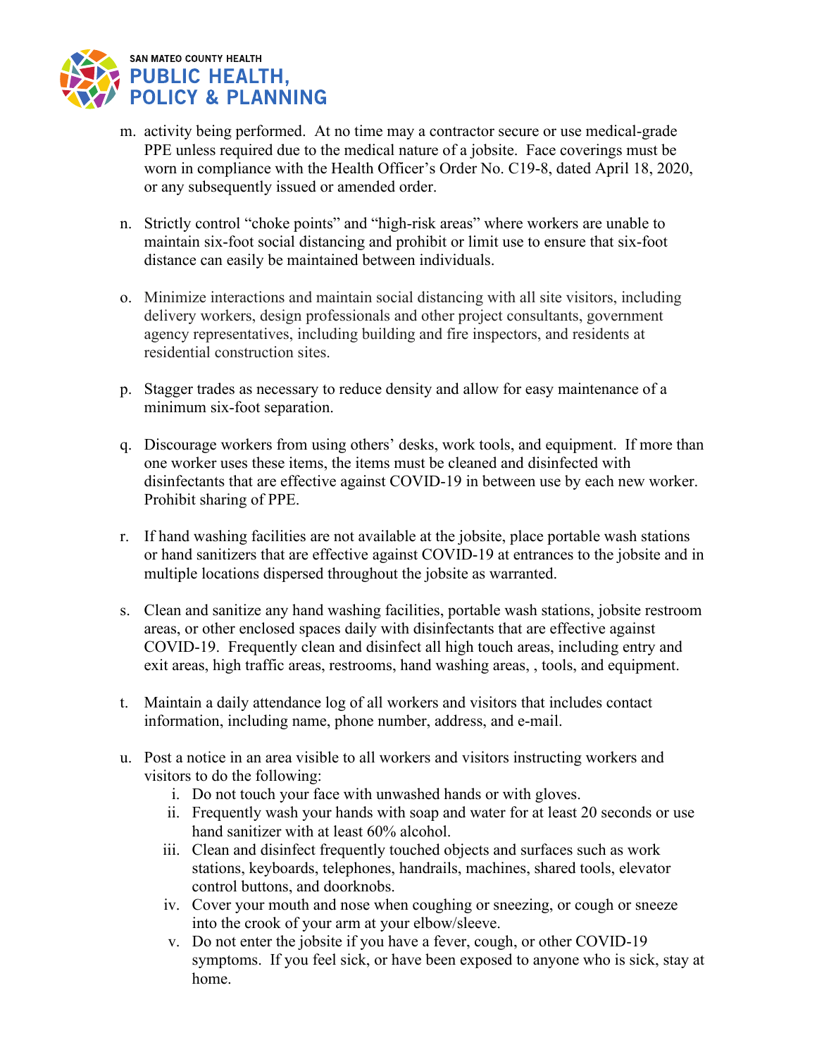m. activity being performed. At no time may a contractor secure or use medical-grade PPE unless required due to the medical nature of a jobsite. Face coverings must be worn in compliance with the Health Officer's Order No. C19-8, dated April 18, 2020, or any subsequently issued or amended order.

n. Strictly control "choke points" and "high-risk areas" where workers are unable to maintain six-foot social distancing and prohibit or limit use to ensure that six-foot distance can easily be maintained between individuals.

o. Minimize interactions and maintain social distancing with all site visitors, including delivery workers, design professionals and other project consultants, government agency representatives, including building and fire inspectors, and residents at residential construction sites.

p. Stagger trades as necessary to reduce density and allow for easy maintenance of a minimum six-foot separation.

q. Discourage workers from using others' desks, work tools, and equipment. If more than one worker uses these items, the items must be cleaned and disinfected with disinfectants that are effective against COVID-19 in between use by each new worker. Prohibit sharing of PPE.

r. If hand washing facilities are not available at the jobsite, place portable wash stations or hand sanitizers that are effective against COVID-19 at entrances to the jobsite and in multiple locations dispersed throughout the jobsite as warranted.

s. Clean and sanitize any hand washing facilities, portable wash stations, jobsite restroom areas, or other enclosed spaces daily with disinfectants that are effective against COVID-19. Frequently clean and disinfect all high touch areas, including entry and exit areas, high traffic areas, restrooms, hand washing areas, , tools, and equipment.

t. Maintain a daily attendance log of all workers and visitors that includes contact information, including name, phone number, address, and e-mail.

u. Post a notice in an area visible to all workers and visitors instructing workers and visitors to do the following:
    i. Do not touch your face with unwashed hands or with gloves.
    ii. Frequently wash your hands with soap and water for at least 20 seconds or use hand sanitizer with at least 60% alcohol.
    iii. Clean and disinfect frequently touched objects and surfaces such as work stations, keyboards, telephones, handrails, machines, shared tools, elevator control buttons, and doorknobs.
    iv. Cover your mouth and nose when coughing or sneezing, or cough or sneeze into the crook of your arm at your elbow/sleeve.
    v. Do not enter the jobsite if you have a fever, cough, or other COVID-19 symptoms. If you feel sick, or have been exposed to anyone who is sick, stay at home.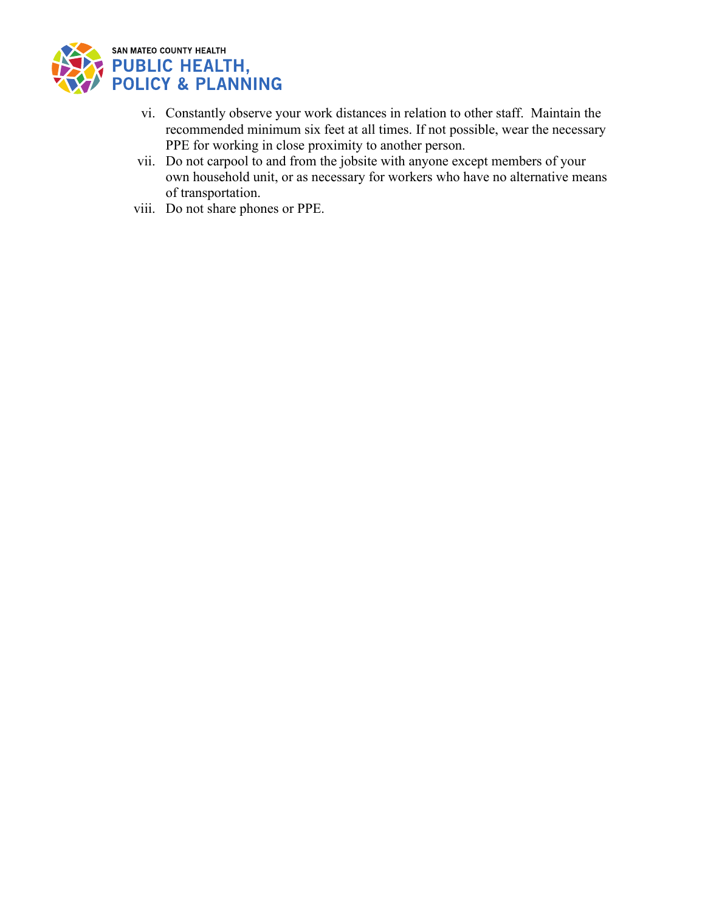vi. Constantly observe your work distances in relation to other staff. Maintain the recommended minimum six feet at all times. If not possible, wear the necessary PPE for working in close proximity to another person.

vii. Do not carpool to and from the jobsite with anyone except members of your own household unit, or as necessary for workers who have no alternative means of transportation.

viii. Do not share phones or PPE.